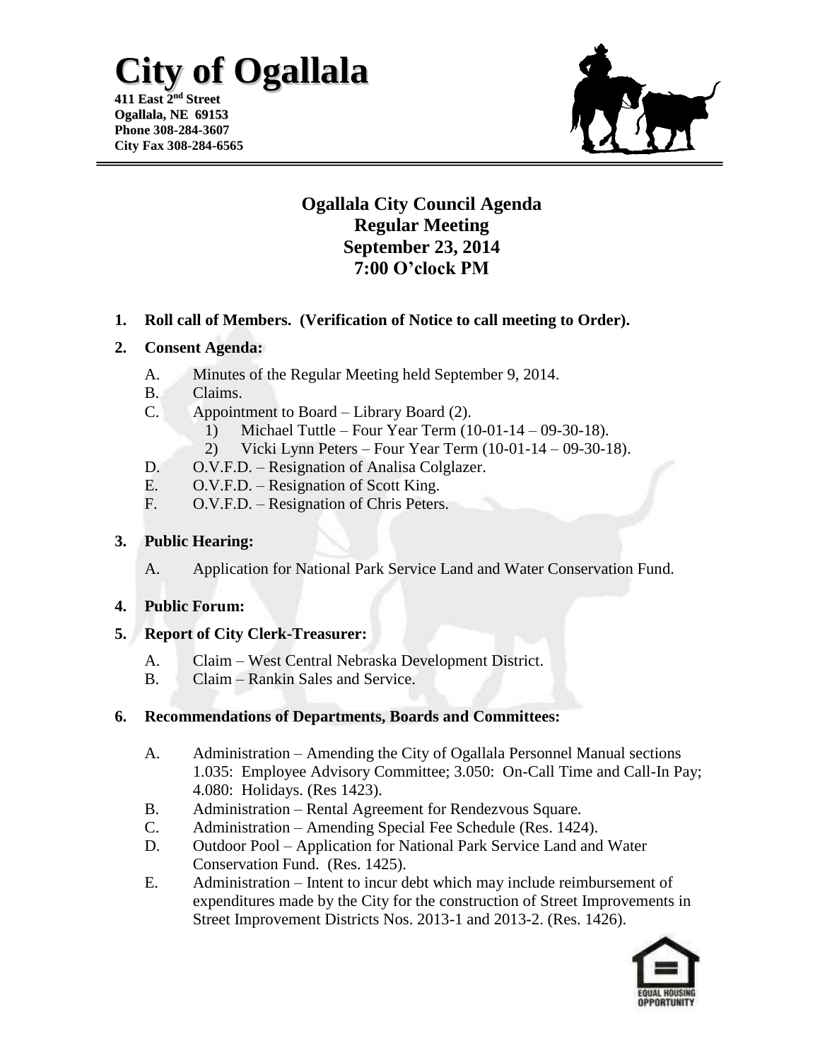# City of Ogallala

**411 East 2nd Street**
**Ogallala, NE 69153**
**Phone 308-284-3607**
**City Fax 308-284-6565**

## Ogallala City Council Agenda
## Regular Meeting
## September 23, 2014
## 7:00 O'clock PM

**1. Roll call of Members. (Verification of Notice to call meeting to Order).**

**2. Consent Agenda:**

A. Minutes of the Regular Meeting held September 9, 2014.
B. Claims.
C. Appointment to Board – Library Board (2).
   1) Michael Tuttle – Four Year Term (10-01-14 – 09-30-18).
   2) Vicki Lynn Peters – Four Year Term (10-01-14 – 09-30-18).
D. O.V.F.D. – Resignation of Analisa Colglazer.
E. O.V.F.D. – Resignation of Scott King.
F. O.V.F.D. – Resignation of Chris Peters.

**3. Public Hearing:**

A. Application for National Park Service Land and Water Conservation Fund.

**4. Public Forum:**

**5. Report of City Clerk-Treasurer:**

A. Claim – West Central Nebraska Development District.
B. Claim – Rankin Sales and Service.

**6. Recommendations of Departments, Boards and Committees:**

A. Administration – Amending the City of Ogallala Personnel Manual sections 1.035: Employee Advisory Committee; 3.050: On-Call Time and Call-In Pay; 4.080: Holidays. (Res 1423).
B. Administration – Rental Agreement for Rendezvous Square.
C. Administration – Amending Special Fee Schedule (Res. 1424).
D. Outdoor Pool – Application for National Park Service Land and Water Conservation Fund. (Res. 1425).
E. Administration – Intent to incur debt which may include reimbursement of expenditures made by the City for the construction of Street Improvements in Street Improvement Districts Nos. 2013-1 and 2013-2. (Res. 1426).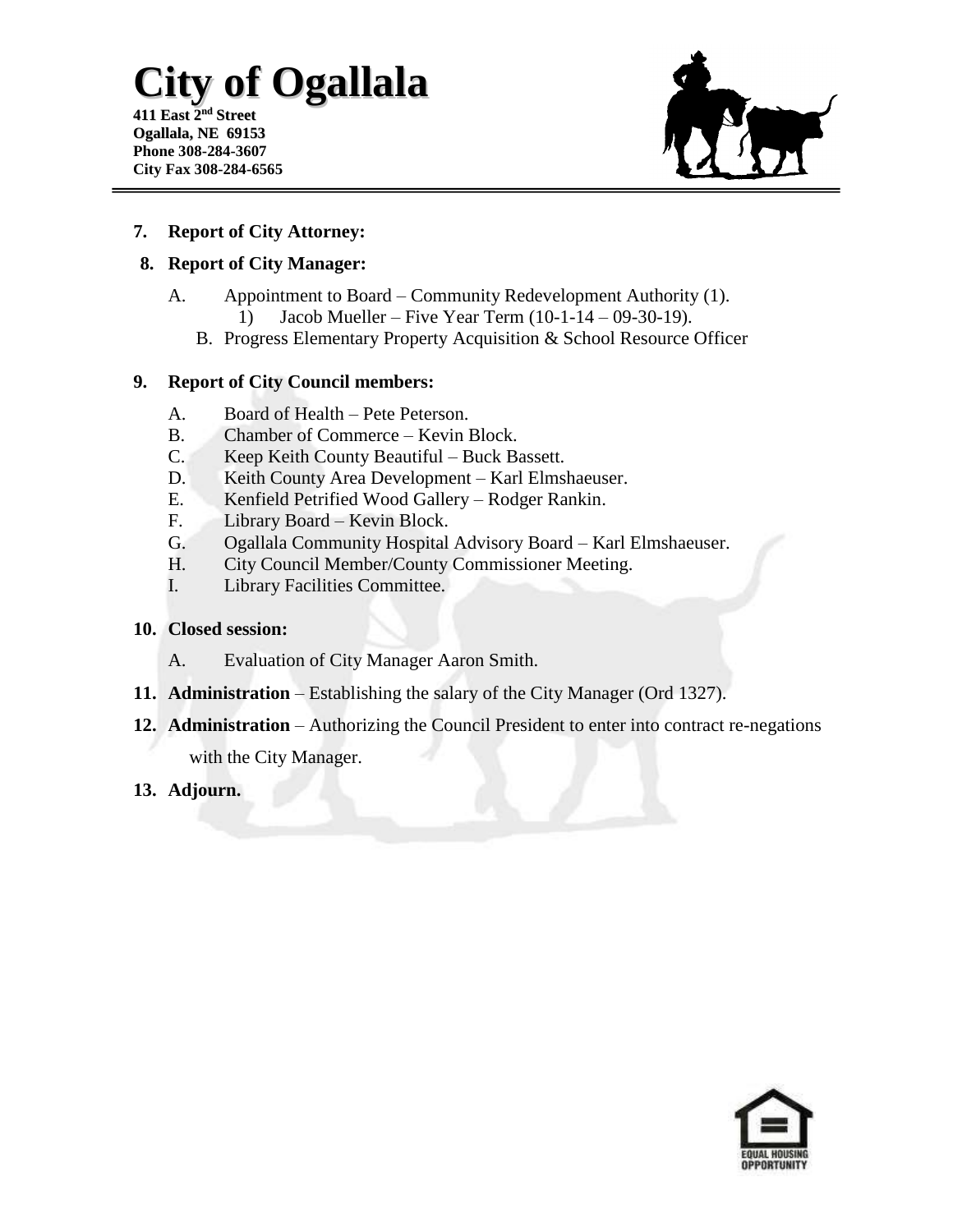# City of Ogallala

**411 East 2nd Street**
**Ogallala, NE 69153**
**Phone 308-284-3607**
**City Fax 308-284-6565**

---

**7. Report of City Attorney:**

**8. Report of City Manager:**

A. Appointment to Board – Community Redevelopment Authority (1).
   1) Jacob Mueller – Five Year Term (10-1-14 – 09-30-19).

B. Progress Elementary Property Acquisition & School Resource Officer

**9. Report of City Council members:**

A. Board of Health – Pete Peterson.
B. Chamber of Commerce – Kevin Block.
C. Keep Keith County Beautiful – Buck Bassett.
D. Keith County Area Development – Karl Elmshaeuser.
E. Kenfield Petrified Wood Gallery – Rodger Rankin.
F. Library Board – Kevin Block.
G. Ogallala Community Hospital Advisory Board – Karl Elmshaeuser.
H. City Council Member/County Commissioner Meeting.
I. Library Facilities Committee.

**10. Closed session:**

A. Evaluation of City Manager Aaron Smith.

**11. Administration** – Establishing the salary of the City Manager (Ord 1327).

**12. Administration** – Authorizing the Council President to enter into contract re-negations with the City Manager.

**13. Adjourn.**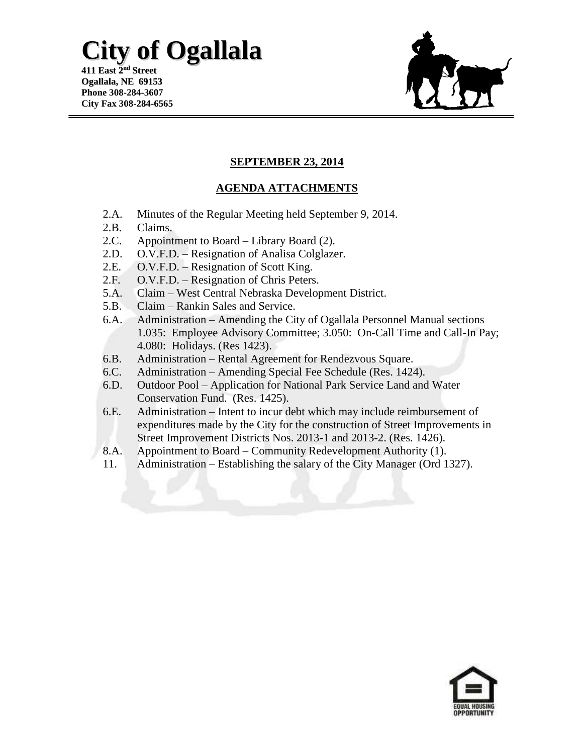# City of Ogallala

**411 East 2nd Street**
**Ogallala, NE 69153**
**Phone 308-284-3607**
**City Fax 308-284-6565**

**SEPTEMBER 23, 2014**

**AGENDA ATTACHMENTS**

- 2.A. Minutes of the Regular Meeting held September 9, 2014.
- 2.B. Claims.
- 2.C. Appointment to Board – Library Board (2).
- 2.D. O.V.F.D. – Resignation of Analisa Colglazer.
- 2.E. O.V.F.D. – Resignation of Scott King.
- 2.F. O.V.F.D. – Resignation of Chris Peters.
- 5.A. Claim – West Central Nebraska Development District.
- 5.B. Claim – Rankin Sales and Service.
- 6.A. Administration – Amending the City of Ogallala Personnel Manual sections 1.035: Employee Advisory Committee; 3.050: On-Call Time and Call-In Pay; 4.080: Holidays. (Res 1423).
- 6.B. Administration – Rental Agreement for Rendezvous Square.
- 6.C. Administration – Amending Special Fee Schedule (Res. 1424).
- 6.D. Outdoor Pool – Application for National Park Service Land and Water Conservation Fund. (Res. 1425).
- 6.E. Administration – Intent to incur debt which may include reimbursement of expenditures made by the City for the construction of Street Improvements in Street Improvement Districts Nos. 2013-1 and 2013-2. (Res. 1426).
- 8.A. Appointment to Board – Community Redevelopment Authority (1).
- 11. Administration – Establishing the salary of the City Manager (Ord 1327).